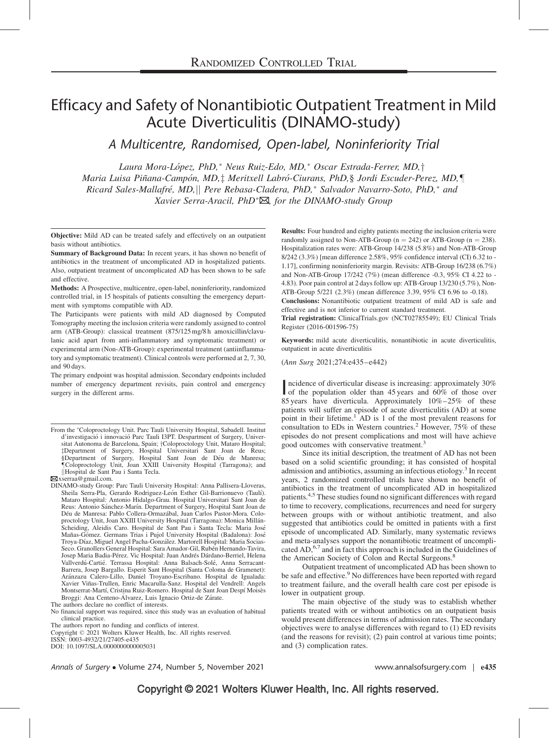RANDOMIZED CONTROLLED TRIAL

# Efficacy and Safety of Nonantibiotic Outpatient Treatment in Mild Acute Diverticulitis (DINAMO-study)

## A Multicentre, Randomised, Open-label, Noninferiority Trial

*Laura Mora-López, PhD,\* Neus Ruiz-Edo, MD,\* Oscar Estrada-Ferrer, MD,† Maria Luisa Piñana-Campón, MD,‡ Meritxell Labró-Ciurans, PhD,§ Jordi Escuder-Perez, MD,¶ Ricard Sales-Mallafré, MD,|| Pere Rebasa-Cladera, PhD,\* Salvador Navarro-Soto, PhD,\* and Xavier Serra-Aracil, PhD\*✉, for the DINAMO-study Group*

**Objective:** Mild AD can be treated safely and effectively on an outpatient basis without antibiotics.

**Summary of Background Data:** In recent years, it has shown no benefit of antibiotics in the treatment of uncomplicated AD in hospitalized patients. Also, outpatient treatment of uncomplicated AD has been shown to be safe and effective.

**Methods:** A Prospective, multicentre, open-label, noninferiority, randomized controlled trial, in 15 hospitals of patients consulting the emergency department with symptoms compatible with AD.

The Participants were patients with mild AD diagnosed by Computed Tomography meeting the inclusion criteria were randomly assigned to control arm (ATB-Group): classical treatment (875/125 mg/8 h amoxicillin/clavulanic acid apart from anti-inflammatory and symptomatic treatment) or experimental arm (Non-ATB-Group): experimental treatment (antiinflammatory and symptomatic treatment). Clinical controls were performed at 2, 7, 30, and 90 days.

The primary endpoint was hospital admission. Secondary endpoints included number of emergency department revisits, pain control and emergency surgery in the different arms.

**Results:** Four hundred and eighty patients meeting the inclusion criteria were randomly assigned to Non-ATB-Group (n = 242) or ATB-Group (n = 238). Hospitalization rates were: ATB-Group 14/238 (5.8%) and Non-ATB-Group 8/242 (3.3%) [mean difference 2.58%, 95% confidence interval (CI) 6.32 to -1.17], confirming noninferiority margin. Revisits: ATB-Group 16/238 (6.7%) and Non-ATB-Group 17/242 (7%) (mean difference -0.3, 95% CI 4.22 to -4.83). Poor pain control at 2 days follow up: ATB-Group 13/230 (5.7%), Non-ATB-Group 5/221 (2.3%) (mean difference 3.39, 95% CI 6.96 to -0.18).

**Conclusions:** Nonantibiotic outpatient treatment of mild AD is safe and effective and is not inferior to current standard treatment.

**Trial registration:** ClinicalTrials.gov (NCT02785549); EU Clinical Trials Register (2016-001596-75)

**Keywords:** mild acute diverticulitis, nonantibiotic in acute diverticulitis, outpatient in acute diverticulitis

(*Ann Surg* 2021;274:e435–e442)

Incidence of diverticular disease is increasing: approximately 30% of the population older than 45 years and 60% of those over 85 years have diverticula. Approximately 10%–25% of these patients will suffer an episode of acute diverticulitis (AD) at some point in their lifetime.[1] AD is 1 of the most prevalent reasons for consultation to EDs in Western countries.[2] However, 75% of these episodes do not present complications and most will have achieve good outcomes with conservative treatment.[3]

Since its initial description, the treatment of AD has not been based on a solid scientific grounding; it has consisted of hospital admission and antibiotics, assuming an infectious etiology.[3] In recent years, 2 randomized controlled trials have shown no benefit of antibiotics in the treatment of uncomplicated AD in hospitalized patients.[4,5] These studies found no significant differences with regard to time to recovery, complications, recurrences and need for surgery between groups with or without antibiotic treatment, and also suggested that antibiotics could be omitted in patients with a first episode of uncomplicated AD. Similarly, many systematic reviews and meta-analyses support the nonantibiotic treatment of uncomplicated AD,[6,7] and in fact this approach is included in the Guidelines of the American Society of Colon and Rectal Surgeons.[8]

Outpatient treatment of uncomplicated AD has been shown to be safe and effective.[9] No differences have been reported with regard to treatment failure, and the overall health care cost per episode is lower in outpatient group.

The main objective of the study was to establish whether patients treated with or without antibiotics on an outpatient basis would present differences in terms of admission rates. The secondary objectives were to analyse differences with regard to (1) ED revisits (and the reasons for revisit); (2) pain control at various time points; and (3) complication rates.

From the \*Coloproctology Unit. Parc Tauli University Hospital, Sabadell. Institut d'investigació i innovació Parc Tauli I3PT. Despartment of Surgery, Universitat Autonoma de Barcelona, Spain; †Coloproctology Unit, Mataro Hospital; ‡Department of Surgery, Hospital Universitari Sant Joan de Reus; §Department of Surgery, Hospital Sant Joan de Déu de Manresa; ¶Coloproctology Unit, Joan XXIII University Hospital (Tarragona); and ||Hospital de Sant Pau i Santa Tecla.

✉xserraa@gmail.com.

DINAMO-study Group: Parc Tauli University Hospital: Anna Pallisera-Lloveras, Sheila Serra-Pla, Gerardo Rodriguez-León Esther Gil-Barrionuevo (Taulí). Mataro Hospital: Antonio Hidalgo-Grau. Hospital Universitari Sant Joan de Reus: Antonio Sánchez-Marín. Department of Surgery, Hospital Sant Joan de Déu de Manresa: Pablo Collera-Ormazábal, Juan Carlos Pastor-Mora. Coloproctology Unit, Joan XXIII University Hospital (Tarragona): Monica Millán-Scheiding, Aleidis Caro. Hospital de Sant Pau i Santa Tecla: Maria José Mañas-Gómez. Germans Trias i Pujol University Hospital (Badalona): José Troya-Díaz, Miguel Angel Pacha-González. Martorell Hospital: Maria Socias-Seco. Granollers General Hospital: Sara Amador-Gil, Rubén Hernando-Tavira, Josep Maria Badia-Pérez. Vic Hospital: Juan Andrés Dárdano-Berriel, Helena Vallverdú-Cartié. Terrassa Hospital: Anna Balsach-Solé, Anna Serracant-Barrera, Josep Bargallo. Esperit Sant Hospital (Santa Coloma de Gramenet): Aránzazu Calero-Lillo, Daniel Troyano-Escribano. Hospital de Igualada: Xavier Viñas-Trullen, Enric Macarulla-Sanz. Hospital del Vendrell: Angels Montserrat-Martí, Cristina Ruiz-Romero. Hospital de Sant Joan Despí Moisès Broggi: Ana Centeno-Álvarez, Luis Ignacio Ortiz-de Zárate.

The authors declare no conflict of interests.

No financial support was required, since this study was an evaluation of habitual clinical practice.

The authors report no funding and conflicts of interest.

Copyright © 2021 Wolters Kluwer Health, Inc. All rights reserved.

ISSN: 0003-4932/21/27405-e435

DOI: 10.1097/SLA.0000000000005031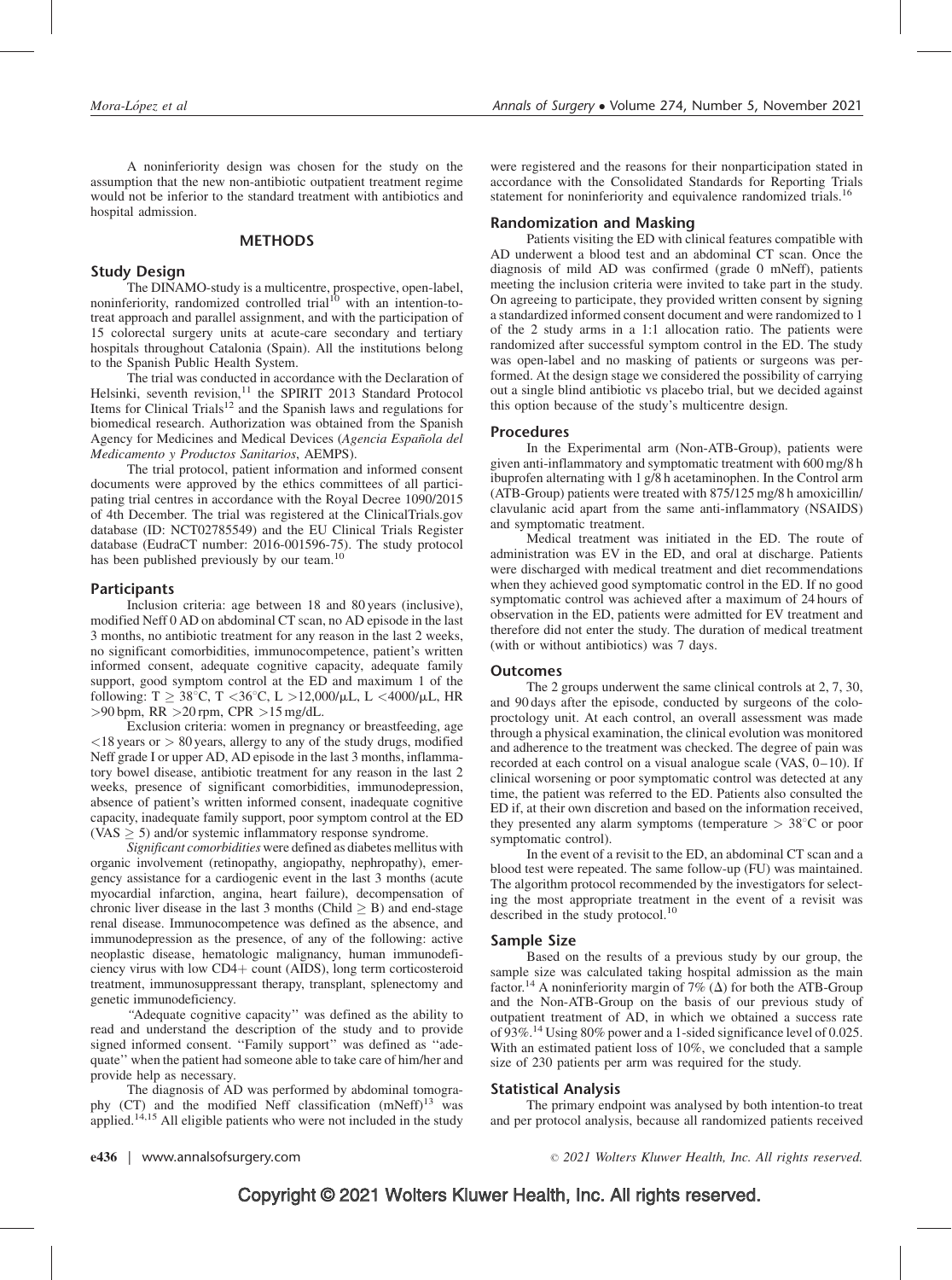A noninferiority design was chosen for the study on the assumption that the new non-antibiotic outpatient treatment regime would not be inferior to the standard treatment with antibiotics and hospital admission.

## METHODS

### Study Design

The DINAMO-study is a multicentre, prospective, open-label, noninferiority, randomized controlled trial[10] with an intention-to-treat approach and parallel assignment, and with the participation of 15 colorectal surgery units at acute-care secondary and tertiary hospitals throughout Catalonia (Spain). All the institutions belong to the Spanish Public Health System.

The trial was conducted in accordance with the Declaration of Helsinki, seventh revision,[11] the SPIRIT 2013 Standard Protocol Items for Clinical Trials[12] and the Spanish laws and regulations for biomedical research. Authorization was obtained from the Spanish Agency for Medicines and Medical Devices (*Agencia Española del Medicamento y Productos Sanitarios*, AEMPS).

The trial protocol, patient information and informed consent documents were approved by the ethics committees of all participating trial centres in accordance with the Royal Decree 1090/2015 of 4th December. The trial was registered at the ClinicalTrials.gov database (ID: NCT02785549) and the EU Clinical Trials Register database (EudraCT number: 2016-001596-75). The study protocol has been published previously by our team.[10]

### Participants

Inclusion criteria: age between 18 and 80 years (inclusive), modified Neff 0 AD on abdominal CT scan, no AD episode in the last 3 months, no antibiotic treatment for any reason in the last 2 weeks, no significant comorbidities, immunocompetence, patient's written informed consent, adequate cognitive capacity, adequate family support, good symptom control at the ED and maximum 1 of the following: T $\geq$ 38°C, T <36°C, L >12,000/μL, L <4000/μL, HR >90 bpm, RR >20 rpm, CPR >15 mg/dL.

Exclusion criteria: women in pregnancy or breastfeeding, age <18 years or > 80 years, allergy to any of the study drugs, modified Neff grade I or upper AD, AD episode in the last 3 months, inflammatory bowel disease, antibiotic treatment for any reason in the last 2 weeks, presence of significant comorbidities, immunodepression, absence of patient's written informed consent, inadequate cognitive capacity, inadequate family support, poor symptom control at the ED (VAS $\geq$ 5) and/or systemic inflammatory response syndrome.

*Significant comorbidities* were defined as diabetes mellitus with organic involvement (retinopathy, angiopathy, nephropathy), emergency assistance for a cardiogenic event in the last 3 months (acute myocardial infarction, angina, heart failure), decompensation of chronic liver disease in the last 3 months (Child $\geq$ B) and end-stage renal disease. Immunocompetence was defined as the absence, and immunodepression as the presence, of any of the following: active neoplastic disease, hematologic malignancy, human immunodeficiency virus with low CD4+ count (AIDS), long term corticosteroid treatment, immunosuppressant therapy, transplant, splenectomy and genetic immunodeficiency.

"Adequate cognitive capacity" was defined as the ability to read and understand the description of the study and to provide signed informed consent. "Family support" was defined as "adequate" when the patient had someone able to take care of him/her and provide help as necessary.

The diagnosis of AD was performed by abdominal tomography (CT) and the modified Neff classification (mNeff)[13] was applied.[14,15] All eligible patients who were not included in the study were registered and the reasons for their nonparticipation stated in accordance with the Consolidated Standards for Reporting Trials statement for noninferiority and equivalence randomized trials.[16]

### Randomization and Masking

Patients visiting the ED with clinical features compatible with AD underwent a blood test and an abdominal CT scan. Once the diagnosis of mild AD was confirmed (grade 0 mNeff), patients meeting the inclusion criteria were invited to take part in the study. On agreeing to participate, they provided written consent by signing a standardized informed consent document and were randomized to 1 of the 2 study arms in a 1:1 allocation ratio. The patients were randomized after successful symptom control in the ED. The study was open-label and no masking of patients or surgeons was performed. At the design stage we considered the possibility of carrying out a single blind antibiotic vs placebo trial, but we decided against this option because of the study's multicentre design.

### Procedures

In the Experimental arm (Non-ATB-Group), patients were given anti-inflammatory and symptomatic treatment with 600 mg/8 h ibuprofen alternating with 1 g/8 h acetaminophen. In the Control arm (ATB-Group) patients were treated with 875/125 mg/8 h amoxicillin/clavulanic acid apart from the same anti-inflammatory (NSAIDS) and symptomatic treatment.

Medical treatment was initiated in the ED. The route of administration was EV in the ED, and oral at discharge. Patients were discharged with medical treatment and diet recommendations when they achieved good symptomatic control in the ED. If no good symptomatic control was achieved after a maximum of 24 hours of observation in the ED, patients were admitted for EV treatment and therefore did not enter the study. The duration of medical treatment (with or without antibiotics) was 7 days.

### Outcomes

The 2 groups underwent the same clinical controls at 2, 7, 30, and 90 days after the episode, conducted by surgeons of the coloproctology unit. At each control, an overall assessment was made through a physical examination, the clinical evolution was monitored and adherence to the treatment was checked. The degree of pain was recorded at each control on a visual analogue scale (VAS, 0–10). If clinical worsening or poor symptomatic control was detected at any time, the patient was referred to the ED. Patients also consulted the ED if, at their own discretion and based on the information received, they presented any alarm symptoms (temperature > 38°C or poor symptomatic control).

In the event of a revisit to the ED, an abdominal CT scan and a blood test were repeated. The same follow-up (FU) was maintained. The algorithm protocol recommended by the investigators for selecting the most appropriate treatment in the event of a revisit was described in the study protocol.[10]

### Sample Size

Based on the results of a previous study by our group, the sample size was calculated taking hospital admission as the main factor.[14] A noninferiority margin of 7% ($\Delta$) for both the ATB-Group and the Non-ATB-Group on the basis of our previous study of outpatient treatment of AD, in which we obtained a success rate of 93%.[14] Using 80% power and a 1-sided significance level of 0.025. With an estimated patient loss of 10%, we concluded that a sample size of 230 patients per arm was required for the study.

### Statistical Analysis

The primary endpoint was analysed by both intention-to treat and per protocol analysis, because all randomized patients received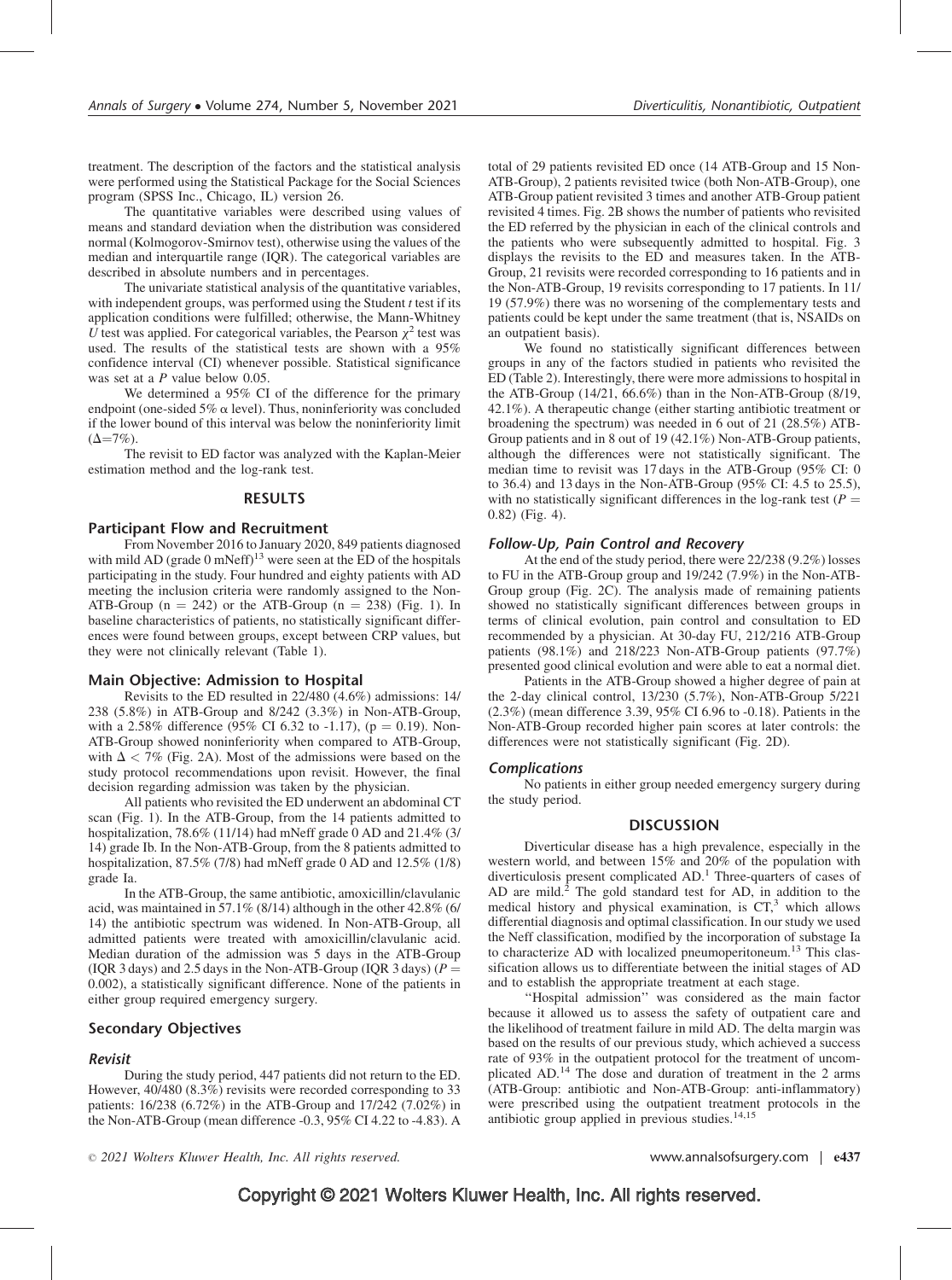treatment. The description of the factors and the statistical analysis were performed using the Statistical Package for the Social Sciences program (SPSS Inc., Chicago, IL) version 26.

The quantitative variables were described using values of means and standard deviation when the distribution was considered normal (Kolmogorov-Smirnov test), otherwise using the values of the median and interquartile range (IQR). The categorical variables are described in absolute numbers and in percentages.

The univariate statistical analysis of the quantitative variables, with independent groups, was performed using the Student *t* test if its application conditions were fulfilled; otherwise, the Mann-Whitney *U* test was applied. For categorical variables, the Pearson $\chi^2$ test was used. The results of the statistical tests are shown with a 95% confidence interval (CI) whenever possible. Statistical significance was set at a *P* value below 0.05.

We determined a 95% CI of the difference for the primary endpoint (one-sided 5% $\alpha$ level). Thus, noninferiority was concluded if the lower bound of this interval was below the noninferiority limit ($\Delta$=7%).

The revisit to ED factor was analyzed with the Kaplan-Meier estimation method and the log-rank test.

## RESULTS

### Participant Flow and Recruitment

From November 2016 to January 2020, 849 patients diagnosed with mild AD (grade 0 mNeff)[13] were seen at the ED of the hospitals participating in the study. Four hundred and eighty patients with AD meeting the inclusion criteria were randomly assigned to the Non-ATB-Group (n = 242) or the ATB-Group (n = 238) (Fig. 1). In baseline characteristics of patients, no statistically significant differences were found between groups, except between CRP values, but they were not clinically relevant (Table 1).

### Main Objective: Admission to Hospital

Revisits to the ED resulted in 22/480 (4.6%) admissions: 14/238 (5.8%) in ATB-Group and 8/242 (3.3%) in Non-ATB-Group, with a 2.58% difference (95% CI 6.32 to -1.17), (p = 0.19). Non-ATB-Group showed noninferiority when compared to ATB-Group, with $\Delta < 7\%$ (Fig. 2A). Most of the admissions were based on the study protocol recommendations upon revisit. However, the final decision regarding admission was taken by the physician.

All patients who revisited the ED underwent an abdominal CT scan (Fig. 1). In the ATB-Group, from the 14 patients admitted to hospitalization, 78.6% (11/14) had mNeff grade 0 AD and 21.4% (3/14) grade Ib. In the Non-ATB-Group, from the 8 patients admitted to hospitalization, 87.5% (7/8) had mNeff grade 0 AD and 12.5% (1/8) grade Ia.

In the ATB-Group, the same antibiotic, amoxicillin/clavulanic acid, was maintained in 57.1% (8/14) although in the other 42.8% (6/14) the antibiotic spectrum was widened. In Non-ATB-Group, all admitted patients were treated with amoxicillin/clavulanic acid. Median duration of the admission was 5 days in the ATB-Group (IQR 3 days) and 2.5 days in the Non-ATB-Group (IQR 3 days) (*P* = 0.002), a statistically significant difference. None of the patients in either group required emergency surgery.

### Secondary Objectives

#### Revisit

During the study period, 447 patients did not return to the ED. However, 40/480 (8.3%) revisits were recorded corresponding to 33 patients: 16/238 (6.72%) in the ATB-Group and 17/242 (7.02%) in the Non-ATB-Group (mean difference -0.3, 95% CI 4.22 to -4.83). A total of 29 patients revisited ED once (14 ATB-Group and 15 Non-ATB-Group), 2 patients revisited twice (both Non-ATB-Group), one ATB-Group patient revisited 3 times and another ATB-Group patient revisited 4 times. Fig. 2B shows the number of patients who revisited the ED referred by the physician in each of the clinical controls and the patients who were subsequently admitted to hospital. Fig. 3 displays the revisits to the ED and measures taken. In the ATB-Group, 21 revisits were recorded corresponding to 16 patients and in the Non-ATB-Group, 19 revisits corresponding to 17 patients. In 11/19 (57.9%) there was no worsening of the complementary tests and patients could be kept under the same treatment (that is, NSAIDs on an outpatient basis).

We found no statistically significant differences between groups in any of the factors studied in patients who revisited the ED (Table 2). Interestingly, there were more admissions to hospital in the ATB-Group (14/21, 66.6%) than in the Non-ATB-Group (8/19, 42.1%). A therapeutic change (either starting antibiotic treatment or broadening the spectrum) was needed in 6 out of 21 (28.5%) ATB-Group patients and in 8 out of 19 (42.1%) Non-ATB-Group patients, although the differences were not statistically significant. The median time to revisit was 17 days in the ATB-Group (95% CI: 0 to 36.4) and 13 days in the Non-ATB-Group (95% CI: 4.5 to 25.5), with no statistically significant differences in the log-rank test (*P* = 0.82) (Fig. 4).

#### Follow-Up, Pain Control and Recovery

At the end of the study period, there were 22/238 (9.2%) losses to FU in the ATB-Group group and 19/242 (7.9%) in the Non-ATB-Group group (Fig. 2C). The analysis made of remaining patients showed no statistically significant differences between groups in terms of clinical evolution, pain control and consultation to ED recommended by a physician. At 30-day FU, 212/216 ATB-Group patients (98.1%) and 218/223 Non-ATB-Group patients (97.7%) presented good clinical evolution and were able to eat a normal diet.

Patients in the ATB-Group showed a higher degree of pain at the 2-day clinical control, 13/230 (5.7%), Non-ATB-Group 5/221 (2.3%) (mean difference 3.39, 95% CI 6.96 to -0.18). Patients in the Non-ATB-Group recorded higher pain scores at later controls: the differences were not statistically significant (Fig. 2D).

#### Complications

No patients in either group needed emergency surgery during the study period.

## DISCUSSION

Diverticular disease has a high prevalence, especially in the western world, and between 15% and 20% of the population with diverticulosis present complicated AD.[1] Three-quarters of cases of AD are mild.[2] The gold standard test for AD, in addition to the medical history and physical examination, is CT,[3] which allows differential diagnosis and optimal classification. In our study we used the Neff classification, modified by the incorporation of substage Ia to characterize AD with localized pneumoperitoneum.[13] This classification allows us to differentiate between the initial stages of AD and to establish the appropriate treatment at each stage.

"Hospital admission" was considered as the main factor because it allowed us to assess the safety of outpatient care and the likelihood of treatment failure in mild AD. The delta margin was based on the results of our previous study, which achieved a success rate of 93% in the outpatient protocol for the treatment of uncomplicated AD.[14] The dose and duration of treatment in the 2 arms (ATB-Group: antibiotic and Non-ATB-Group: anti-inflammatory) were prescribed using the outpatient treatment protocols in the antibiotic group applied in previous studies.[14,15]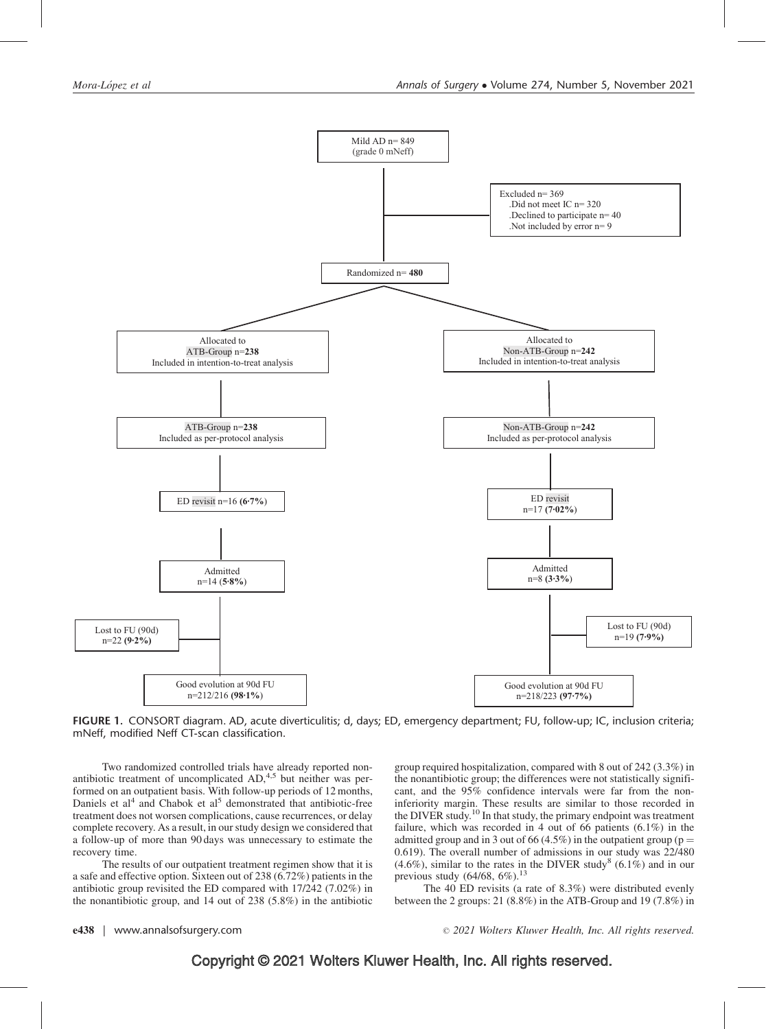Mild AD n= 849
(grade 0 mNeff)

Excluded n= 369
- Did not meet IC n= 320
- Declined to participate n= 40
- Not included by error n= 9

Randomized n= **480**

| ATB-Group | Non-ATB-Group |
|---|---|
| Allocated to ATB-Group n=**238**; Included in intention-to-treat analysis | Allocated to Non-ATB-Group n=**242**; Included in intention-to-treat analysis |
| ATB-Group n=**238**; Included as per-protocol analysis | Non-ATB-Group n=**242**; Included as per-protocol analysis |
| ED revisit n=16 **(6·7%)** | ED revisit n=17 **(7·02%)** |
| Admitted n=14 **(5·8%)** | Admitted n=8 **(3·3%)** |
| Lost to FU (90d) n=22 **(9·2%)** | Lost to FU (90d) n=19 **(7·9%)** |
| Good evolution at 90d FU n=212/216 **(98·1%)** | Good evolution at 90d FU n=218/223 **(97·7%)** |

**FIGURE 1.** CONSORT diagram. AD, acute diverticulitis; d, days; ED, emergency department; FU, follow-up; IC, inclusion criteria; mNeff, modified Neff CT-scan classification.

Two randomized controlled trials have already reported nonantibiotic treatment of uncomplicated AD,[4,5] but neither was performed on an outpatient basis. With follow-up periods of 12 months, Daniels et al[4] and Chabok et al[5] demonstrated that antibiotic-free treatment does not worsen complications, cause recurrences, or delay complete recovery. As a result, in our study design we considered that a follow-up of more than 90 days was unnecessary to estimate the recovery time.

The results of our outpatient treatment regimen show that it is a safe and effective option. Sixteen out of 238 (6.72%) patients in the antibiotic group revisited the ED compared with 17/242 (7.02%) in the nonantibiotic group, and 14 out of 238 (5.8%) in the antibiotic group required hospitalization, compared with 8 out of 242 (3.3%) in the nonantibiotic group; the differences were not statistically significant, and the 95% confidence intervals were far from the noninferiority margin. These results are similar to those recorded in the DIVER study.[10] In that study, the primary endpoint was treatment failure, which was recorded in 4 out of 66 patients (6.1%) in the admitted group and in 3 out of 66 (4.5%) in the outpatient group ($p = 0.619$). The overall number of admissions in our study was 22/480 (4.6%), similar to the rates in the DIVER study[8] (6.1%) and in our previous study (64/68, 6%).[13]

The 40 ED revisits (a rate of 8.3%) were distributed evenly between the 2 groups: 21 (8.8%) in the ATB-Group and 19 (7.8%) in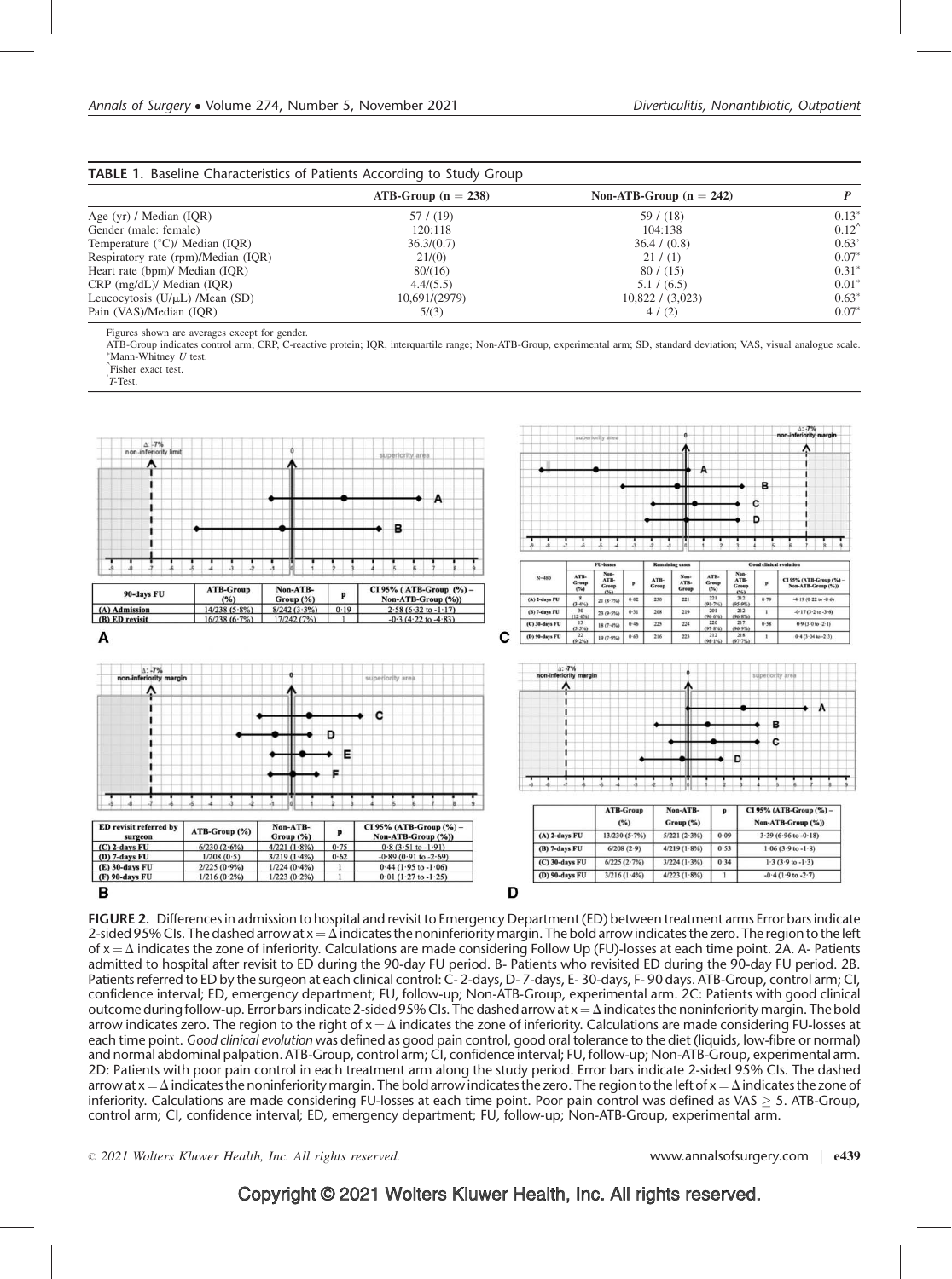**TABLE 1.** Baseline Characteristics of Patients According to Study Group

| | ATB-Group (n = 238) | Non-ATB-Group (n = 242) | P |
|---|---|---|---|
| Age (yr) / Median (IQR) | 57 / (19) | 59 / (18) | 0.13* |
| Gender (male: female) | 120:118 | 104:138 | 0.12^ |
| Temperature (°C)/ Median (IQR) | 36.3/(0.7) | 36.4 / (0.8) | 0.63+ |
| Respiratory rate (rpm)/Median (IQR) | 21/(0) | 21 / (1) | 0.07* |
| Heart rate (bpm)/ Median (IQR) | 80/(16) | 80 / (15) | 0.31* |
| CRP (mg/dL)/ Median (IQR) | 4.4/(5.5) | 5.1 / (6.5) | 0.01* |
| Leucocytosis (U/μL) /Mean (SD) | 10,691/(2979) | 10,822 / (3,023) | 0.63+ |
| Pain (VAS)/Median (IQR) | 5/(3) | 4 / (2) | 0.07* |

Figures shown are averages except for gender.
ATB-Group indicates control arm; CRP, C-reactive protein; IQR, interquartile range; Non-ATB-Group, experimental arm; SD, standard deviation; VAS, visual analogue scale.
*Mann-Whitney U test.
^Fisher exact test.
+T-Test.

**A**

| 90-days FU | ATB-Group (%) | Non-ATB-Group (%) | p | CI 95% (ATB-Group (%) – Non-ATB-Group (%)) |
|---|---|---|---|---|
| (A) Admission | 14/238 (5·8%) | 8/242 (3·3%) | 0·19 | 2·58 (6·32 to -1·17) |
| (B) ED revisit | 16/238 (6·7%) | 17/242 (7%) | 1 | -0·3 (4·22 to -4·83) |

**B**

| ED revisit referred by surgeon | ATB-Group (%) | Non-ATB-Group (%) | p | CI 95% (ATB-Group (%) – Non-ATB-Group (%)) |
|---|---|---|---|---|
| (C) 2-days FU | 6/230 (2·6%) | 4/221 (1·8%) | 0·75 | 0·8 (3·51 to -1·91) |
| (D) 7-days FU | 1/208 (0·5) | 3/219 (1·4%) | 0·62 | -0·89 (0·91 to -2·69) |
| (E) 30-days FU | 2/225 (0·9%) | 1/224 (0·4%) | 1 | 0·44 (1·95 to -1·06) |
| (F) 90-days FU | 1/216 (0·2%) | 1/223 (0·2%) | 1 | 0·01 (1·27 to -1·25) |

**C**

| N=480 | FU-losses ATB-Group (%) | FU-losses Non-ATB-Group (%) | p | Remaining cases ATB-Group | Remaining cases Non-ATB-Group | Good clinical evolution ATB-Group (%) | Good clinical evolution Non-ATB-Group (%) | p | CI 95% (ATB-Group (%) – Non-ATB-Group (%)) |
|---|---|---|---|---|---|---|---|---|---|
| (A) 2-days FU | 8 (3·4%) | 21 (8·7%) | 0·02 | 230 | 221 | 221 (91·7%) | 212 (95·9%) | 0·79 | -4·19 (0·22 to -8·6) |
| (B) 7-days FU | 30 (12·6%) | 23 (9·5%) | 0·31 | 208 | 219 | 201 (96·6%) | 212 (96·8%) | 1 | -0·17 (3·2 to -3·6) |
| (C) 30-days FU | 13 (5·5%) | 18 (7·4%) | 0·46 | 225 | 224 | 220 (97·8%) | 217 (96·9%) | 0·58 | 0·9 (3·0 to -2·1) |
| (D) 90-days FU | 22 (9·2%) | 19 (7·9%) | 0·63 | 216 | 223 | 212 (98·1%) | 218 (97·7%) | 1 | 0·4 (3·04 to -2·3) |

**D**

| | ATB-Group (%) | Non-ATB-Group (%) | p | CI 95% (ATB-Group (%) – Non-ATB-Group (%)) |
|---|---|---|---|---|
| (A) 2-days FU | 13/230 (5·7%) | 5/221 (2·3%) | 0·09 | 3·39 (6·96 to -0·18) |
| (B) 7-days FU | 6/208 (2·9) | 4/219 (1·8%) | 0·53 | 1·06 (3·9 to -1·8) |
| (C) 30-days FU | 6/225 (2·7%) | 3/224 (1·3%) | 0·34 | 1·3 (3·9 to -1·3) |
| (D) 90-days FU | 3/216 (1·4%) | 4/223 (1·8%) | 1 | -0·4 (1·9 to -2·7) |

**FIGURE 2.** Differences in admission to hospital and revisit to Emergency Department (ED) between treatment arms Error bars indicate 2-sided 95% CIs. The dashed arrow at x = Δ indicates the noninferiority margin. The bold arrow indicates the zero. The region to the left of x = Δ indicates the zone of inferiority. Calculations are made considering Follow Up (FU)-losses at each time point. 2A. A- Patients admitted to hospital after revisit to ED during the 90-day FU period. B- Patients who revisited ED during the 90-day FU period. 2B. Patients referred to ED by the surgeon at each clinical control: C- 2-days, D- 7-days, E- 30-days, F- 90 days. ATB-Group, control arm; CI, confidence interval; ED, emergency department; FU, follow-up; Non-ATB-Group, experimental arm. 2C: Patients with good clinical outcome during follow-up. Error bars indicate 2-sided 95% CIs. The dashed arrow at x = Δ indicates the noninferiority margin. The bold arrow indicates zero. The region to the right of x = Δ indicates the zone of inferiority. Calculations are made considering FU-losses at each time point. *Good clinical evolution* was defined as good pain control, good oral tolerance to the diet (liquids, low-fibre or normal) and normal abdominal palpation. ATB-Group, control arm; CI, confidence interval; FU, follow-up; Non-ATB-Group, experimental arm. 2D: Patients with poor pain control in each treatment arm along the study period. Error bars indicate 2-sided 95% CIs. The dashed arrow at x = Δ indicates the noninferiority margin. The bold arrow indicates the zero. The region to the left of x = Δ indicates the zone of inferiority. Calculations are made considering FU-losses at each time point. Poor pain control was defined as VAS ≥ 5. ATB-Group, control arm; CI, confidence interval; ED, emergency department; FU, follow-up; Non-ATB-Group, experimental arm.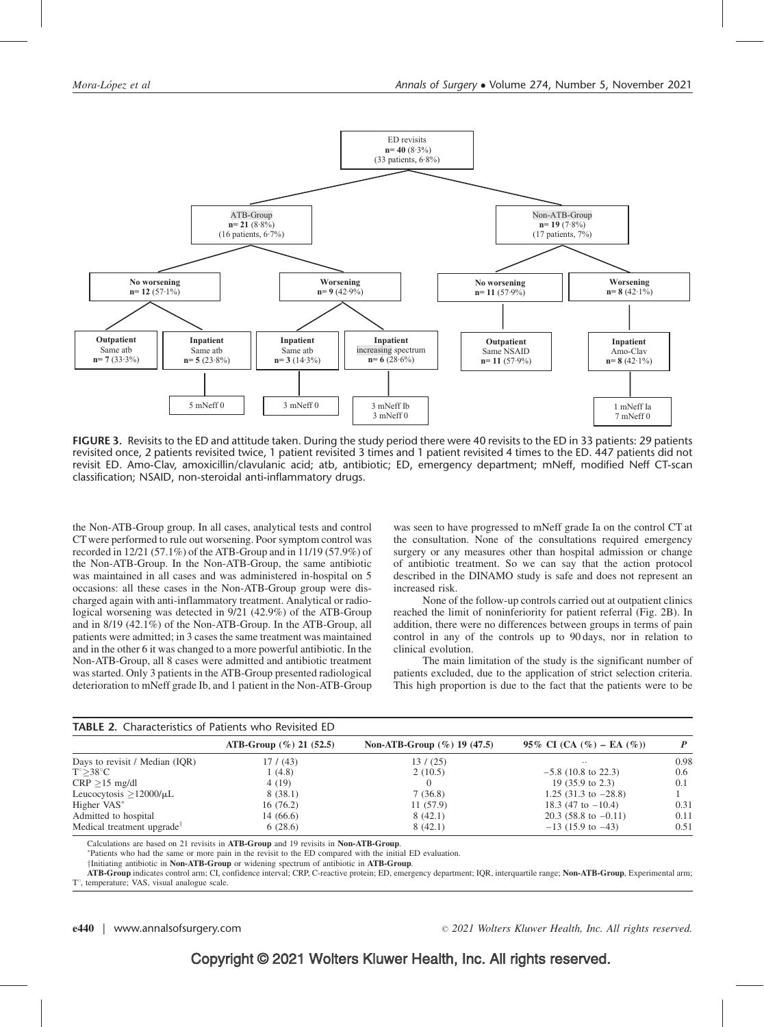ED revisits
**n= 40** (8·3%)
(33 patients, 6·8%)

- ATB-Group **n= 21** (8·8%) (16 patients, 6·7%)
  - **No worsening n= 12** (57·1%)
    - **Outpatient** Same atb **n= 7** (33·3%)
    - **Inpatient** Same atb **n= 5** (23·8%) → 5 mNeff 0
  - **Worsening n= 9** (42·9%)
    - **Inpatient** Same atb **n= 3** (14·3%) → 3 mNeff 0
    - **Inpatient** increasing spectrum **n= 6** (28·6%) → 3 mNeff Ib, 3 mNeff 0
- Non-ATB-Group **n= 19** (7·8%) (17 patients, 7%)
  - **No worsening n= 11** (57·9%)
    - **Outpatient** Same NSAID **n= 11** (57·9%)
  - **Worsening n= 8** (42·1%)
    - **Inpatient** Amo-Clav **n= 8** (42·1%) → 1 mNeff Ia, 7 mNeff 0

**FIGURE 3.** Revisits to the ED and attitude taken. During the study period there were 40 revisits to the ED in 33 patients: 29 patients revisited once, 2 patients revisited twice, 1 patient revisited 3 times and 1 patient revisited 4 times to the ED. 447 patients did not revisit ED. Amo-Clav, amoxicillin/clavulanic acid; atb, antibiotic; ED, emergency department; mNeff, modified Neff CT-scan classification; NSAID, non-steroidal anti-inflammatory drugs.

the Non-ATB-Group group. In all cases, analytical tests and control CT were performed to rule out worsening. Poor symptom control was recorded in 12/21 (57.1%) of the ATB-Group and in 11/19 (57.9%) of the Non-ATB-Group. In the Non-ATB-Group, the same antibiotic was maintained in all cases and was administered in-hospital on 5 occasions: all these cases in the Non-ATB-Group group were discharged again with anti-inflammatory treatment. Analytical or radiological worsening was detected in 9/21 (42.9%) of the ATB-Group and in 8/19 (42.1%) of the Non-ATB-Group. In the ATB-Group, all patients were admitted; in 3 cases the same treatment was maintained and in the other 6 it was changed to a more powerful antibiotic. In the Non-ATB-Group, all 8 cases were admitted and antibiotic treatment was started. Only 3 patients in the ATB-Group presented radiological deterioration to mNeff grade Ib, and 1 patient in the Non-ATB-Group was seen to have progressed to mNeff grade Ia on the control CT at the consultation. None of the consultations required emergency surgery or any measures other than hospital admission or change of antibiotic treatment. So we can say that the action protocol described in the DINAMO study is safe and does not represent an increased risk.

None of the follow-up controls carried out at outpatient clinics reached the limit of noninferiority for patient referral (Fig. 2B). In addition, there were no differences between groups in terms of pain control in any of the controls up to 90 days, nor in relation to clinical evolution.

The main limitation of the study is the significant number of patients excluded, due to the application of strict selection criteria. This high proportion is due to the fact that the patients were to be

**TABLE 2.** Characteristics of Patients who Revisited ED

| | ATB-Group (%) 21 (52.5) | Non-ATB-Group (%) 19 (47.5) | 95% CI (CA (%) – EA (%)) | P |
|---|---|---|---|---|
| Days to revisit / Median (IQR) | 17 / (43) | 13 / (25) | .. | 0.98 |
| T°≥38°C | 1 (4.8) | 2 (10.5) | −5.8 (10.8 to 22.3) | 0.6 |
| CRP ≥15 mg/dl | 4 (19) | 0 | 19 (35.9 to 2.3) | 0.1 |
| Leucocytosis ≥12000/μL | 8 (38.1) | 7 (36.8) | 1.25 (31.3 to −28.8) | 1 |
| Higher VAS* | 16 (76.2) | 11 (57.9) | 18.3 (47 to −10.4) | 0.31 |
| Admitted to hospital | 14 (66.6) | 8 (42.1) | 20.3 (58.8 to −0.11) | 0.11 |
| Medical treatment upgrade† | 6 (28.6) | 8 (42.1) | −13 (15.9 to −43) | 0.51 |

Calculations are based on 21 revisits in **ATB-Group** and 19 revisits in **Non-ATB-Group**.
*Patients who had the same or more pain in the revisit to the ED compared with the initial ED evaluation.
†Initiating antibiotic in **Non-ATB-Group** or widening spectrum of antibiotic in **ATB-Group**.
**ATB-Group** indicates control arm; CI, confidence interval; CRP, C-reactive protein; ED, emergency department; IQR, interquartile range; **Non-ATB-Group**, Experimental arm; T°, temperature; VAS, visual analogue scale.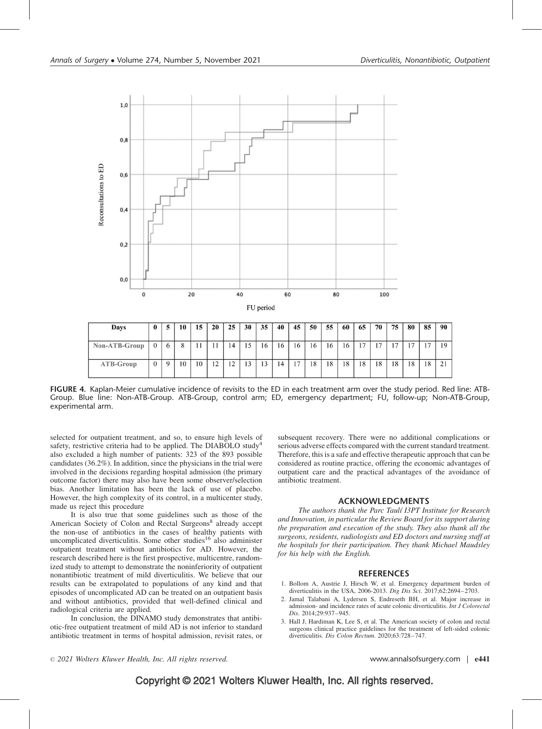| Days | 0 | 5 | 10 | 15 | 20 | 25 | 30 | 35 | 40 | 45 | 50 | 55 | 60 | 65 | 70 | 75 | 80 | 85 | 90 |
|---|---|---|---|---|---|---|---|---|---|---|---|---|---|---|---|---|---|---|---|
| Non-ATB-Group | 0 | 6 | 8 | 11 | 11 | 14 | 15 | 16 | 16 | 16 | 16 | 16 | 16 | 17 | 17 | 17 | 17 | 17 | 19 |
| ATB-Group | 0 | 9 | 10 | 10 | 12 | 12 | 13 | 13 | 14 | 17 | 18 | 18 | 18 | 18 | 18 | 18 | 18 | 18 | 21 |

**FIGURE 4.** Kaplan-Meier cumulative incidence of revisits to the ED in each treatment arm over the study period. Red line: ATB-Group. Blue line: Non-ATB-Group. ATB-Group, control arm; ED, emergency department; FU, follow-up; Non-ATB-Group, experimental arm.

selected for outpatient treatment, and so, to ensure high levels of safety, restrictive criteria had to be applied. The DIABOLO study[4] also excluded a high number of patients: 323 of the 893 possible candidates (36.2%). In addition, since the physicians in the trial were involved in the decisions regarding hospital admission (the primary outcome factor) there may also have been some observer/selection bias. Another limitation has been the lack of use of placebo. However, the high complexity of its control, in a multicenter study, made us reject this procedure

It is also true that some guidelines such as those of the American Society of Colon and Rectal Surgeons[8] already accept the non-use of antibiotics in the cases of healthy patients with uncomplicated diverticulitis. Some other studies[16] also administer outpatient treatment without antibiotics for AD. However, the research described here is the first prospective, multicentre, randomized study to attempt to demonstrate the noninferiority of outpatient nonantibiotic treatment of mild diverticulitis. We believe that our results can be extrapolated to populations of any kind and that episodes of uncomplicated AD can be treated on an outpatient basis and without antibiotics, provided that well-defined clinical and radiological criteria are applied.

In conclusion, the DINAMO study demonstrates that antibiotic-free outpatient treatment of mild AD is not inferior to standard antibiotic treatment in terms of hospital admission, revisit rates, or subsequent recovery. There were no additional complications or serious adverse effects compared with the current standard treatment. Therefore, this is a safe and effective therapeutic approach that can be considered as routine practice, offering the economic advantages of outpatient care and the practical advantages of the avoidance of antibiotic treatment.

## ACKNOWLEDGMENTS

*The authors thank the Parc Taulí I3PT Institute for Research and Innovation, in particular the Review Board for its support during the preparation and execution of the study. They also thank all the surgeons, residents, radiologists and ED doctors and nursing staff at the hospitals for their participation. They thank Michael Maudsley for his help with the English.*

## REFERENCES

1. Bollom A, Austrie J, Hirsch W, et al. Emergency department burden of diverticulitis in the USA, 2006-2013. *Dig Dis Sci*. 2017;62:2694–2703.
2. Jamal Talabani A, Lydersen S, Endreseth BH, et al. Major increase in admission- and incidence rates of acute colonic diverticulitis. *Int J Colorectal Dis*. 2014;29:937–945.
3. Hall J, Hardiman K, Lee S, et al. The American society of colon and rectal surgeons clinical practice guidelines for the treatment of left-sided colonic diverticulitis. *Dis Colon Rectum*. 2020;63:728–747.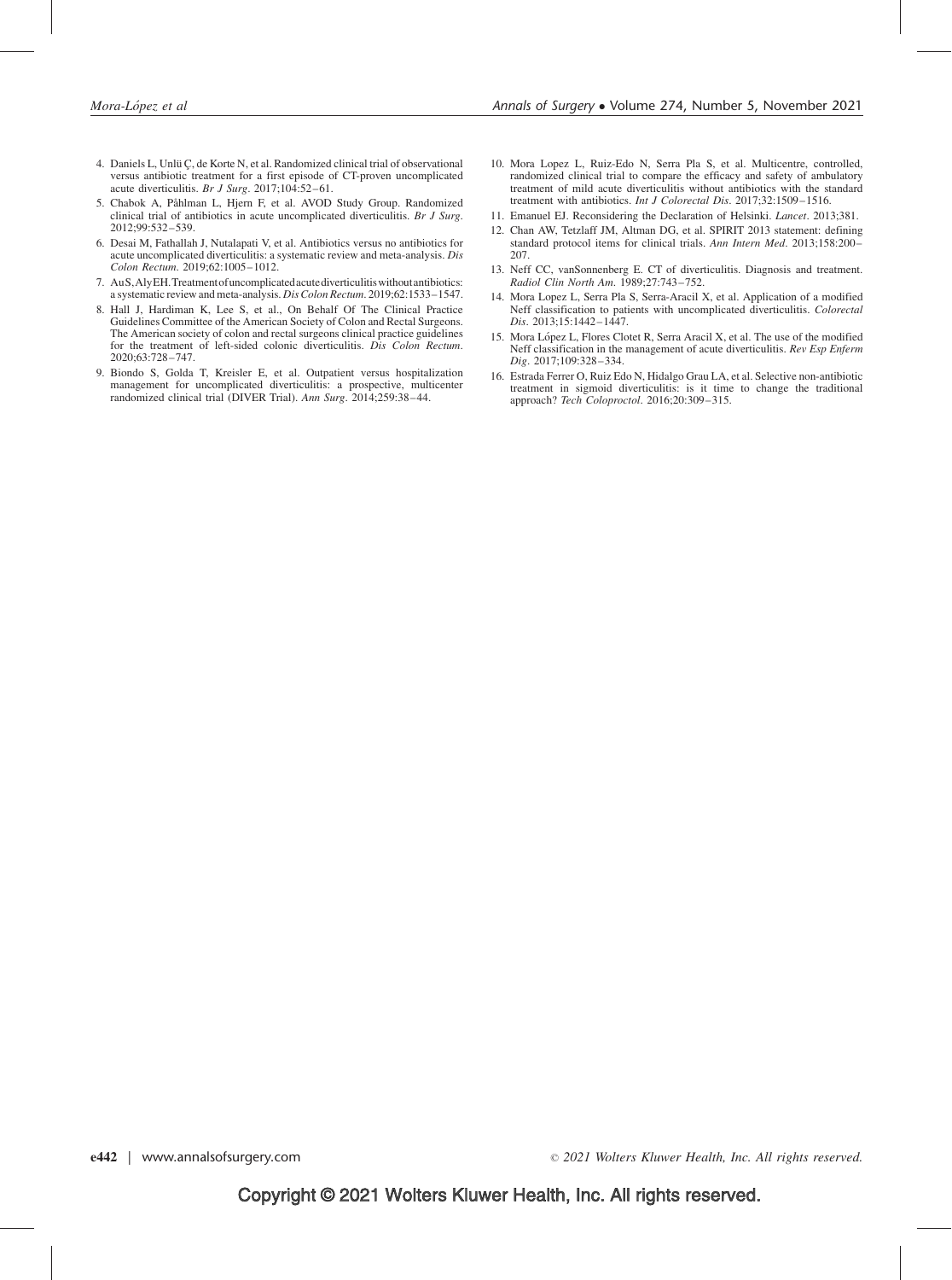4. Daniels L, Unlü Ç, de Korte N, et al. Randomized clinical trial of observational versus antibiotic treatment for a first episode of CT-proven uncomplicated acute diverticulitis. *Br J Surg*. 2017;104:52–61.
5. Chabok A, Påhlman L, Hjern F, et al. AVOD Study Group. Randomized clinical trial of antibiotics in acute uncomplicated diverticulitis. *Br J Surg*. 2012;99:532–539.
6. Desai M, Fathallah J, Nutalapati V, et al. Antibiotics versus no antibiotics for acute uncomplicated diverticulitis: a systematic review and meta-analysis. *Dis Colon Rectum*. 2019;62:1005–1012.
7. Au S, Aly EH. Treatment of uncomplicated acute diverticulitis without antibiotics: a systematic review and meta-analysis. *Dis Colon Rectum*. 2019;62:1533–1547.
8. Hall J, Hardiman K, Lee S, et al., On Behalf Of The Clinical Practice Guidelines Committee of the American Society of Colon and Rectal Surgeons. The American society of colon and rectal surgeons clinical practice guidelines for the treatment of left-sided colonic diverticulitis. *Dis Colon Rectum*. 2020;63:728–747.
9. Biondo S, Golda T, Kreisler E, et al. Outpatient versus hospitalization management for uncomplicated diverticulitis: a prospective, multicenter randomized clinical trial (DIVER Trial). *Ann Surg*. 2014;259:38–44.
10. Mora Lopez L, Ruiz-Edo N, Serra Pla S, et al. Multicentre, controlled, randomized clinical trial to compare the efficacy and safety of ambulatory treatment of mild acute diverticulitis without antibiotics with the standard treatment with antibiotics. *Int J Colorectal Dis*. 2017;32:1509–1516.
11. Emanuel EJ. Reconsidering the Declaration of Helsinki. *Lancet*. 2013;381.
12. Chan AW, Tetzlaff JM, Altman DG, et al. SPIRIT 2013 statement: defining standard protocol items for clinical trials. *Ann Intern Med*. 2013;158:200–207.
13. Neff CC, vanSonnenberg E. CT of diverticulitis. Diagnosis and treatment. *Radiol Clin North Am*. 1989;27:743–752.
14. Mora Lopez L, Serra Pla S, Serra-Aracil X, et al. Application of a modified Neff classification to patients with uncomplicated diverticulitis. *Colorectal Dis*. 2013;15:1442–1447.
15. Mora López L, Flores Clotet R, Serra Aracil X, et al. The use of the modified Neff classification in the management of acute diverticulitis. *Rev Esp Enferm Dig*. 2017;109:328–334.
16. Estrada Ferrer O, Ruiz Edo N, Hidalgo Grau LA, et al. Selective non-antibiotic treatment in sigmoid diverticulitis: is it time to change the traditional approach? *Tech Coloproctol*. 2016;20:309–315.